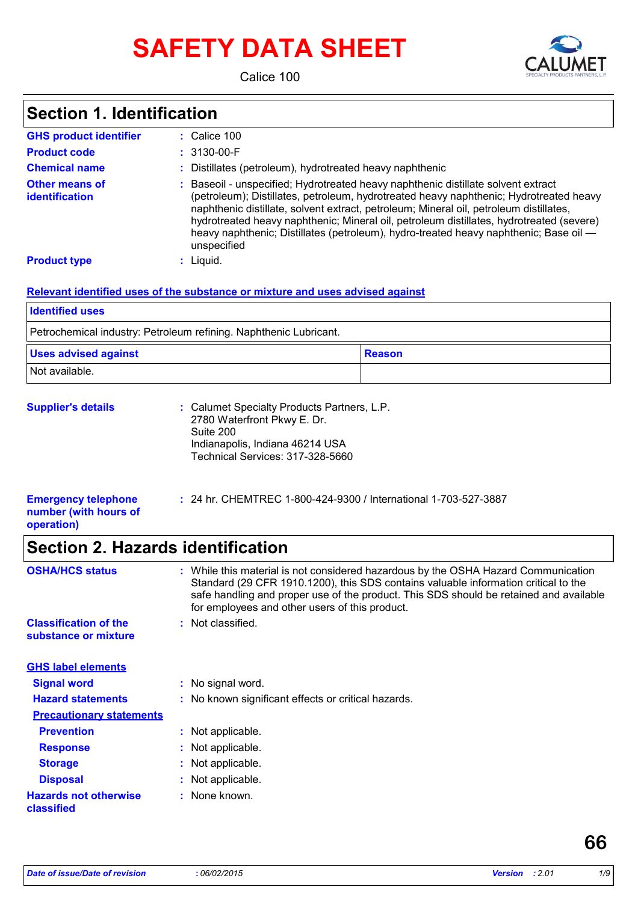# SAFETY DATA SHEET

Calice 100

## Section 1. Identification

**GHS product identifier** : Calice 100

**Product code** : 3130-00-F

**Chemical name** : Distillates (petroleum), hydrotreated heavy naphthenic

**Other means of identification** : Baseoil - unspecified; Hydrotreated heavy naphthenic distillate solvent extract (petroleum); Distillates, petroleum, hydrotreated heavy naphthenic; Hydrotreated heavy naphthenic distillate, solvent extract, petroleum; Mineral oil, petroleum distillates, hydrotreated heavy naphthenic; Mineral oil, petroleum distillates, hydrotreated (severe) heavy naphthenic; Distillates (petroleum), hydro-treated heavy naphthenic; Base oil — unspecified

**Product type** : Liquid.

**Relevant identified uses of the substance or mixture and uses advised against**

| Identified uses | |
|---|---|
| Petrochemical industry: Petroleum refining. Naphthenic Lubricant. | |
| **Uses advised against** | **Reason** |
| Not available. | |

**Supplier's details** : Calumet Specialty Products Partners, L.P.
2780 Waterfront Pkwy E. Dr.
Suite 200
Indianapolis, Indiana 46214 USA
Technical Services: 317-328-5660

**Emergency telephone number (with hours of operation)** : 24 hr. CHEMTREC 1-800-424-9300 / International 1-703-527-3887

## Section 2. Hazards identification

**OSHA/HCS status** : While this material is not considered hazardous by the OSHA Hazard Communication Standard (29 CFR 1910.1200), this SDS contains valuable information critical to the safe handling and proper use of the product. This SDS should be retained and available for employees and other users of this product.

**Classification of the substance or mixture** : Not classified.

**GHS label elements**

**Signal word** : No signal word.

**Hazard statements** : No known significant effects or critical hazards.

**Precautionary statements**

**Prevention** : Not applicable.

**Response** : Not applicable.

**Storage** : Not applicable.

**Disposal** : Not applicable.

**Hazards not otherwise classified** : None known.

66

*Date of issue/Date of revision* : 06/02/2015 *Version* : 2.01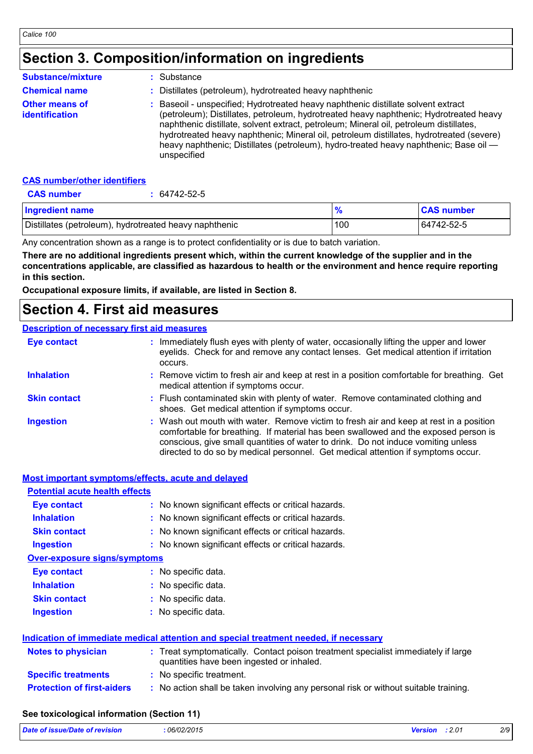# Section 3. Composition/information on ingredients

**Substance/mixture** : Substance

**Chemical name** : Distillates (petroleum), hydrotreated heavy naphthenic

**Other means of identification** : Baseoil - unspecified; Hydrotreated heavy naphthenic distillate solvent extract (petroleum); Distillates, petroleum, hydrotreated heavy naphthenic; Hydrotreated heavy naphthenic distillate, solvent extract, petroleum; Mineral oil, petroleum distillates, hydrotreated heavy naphthenic; Mineral oil, petroleum distillates, hydrotreated (severe) heavy naphthenic; Distillates (petroleum), hydro-treated heavy naphthenic; Base oil — unspecified

## CAS number/other identifiers

**CAS number** : 64742-52-5

| Ingredient name | % | CAS number |
|---|---|---|
| Distillates (petroleum), hydrotreated heavy naphthenic | 100 | 64742-52-5 |

Any concentration shown as a range is to protect confidentiality or is due to batch variation.

**There are no additional ingredients present which, within the current knowledge of the supplier and in the concentrations applicable, are classified as hazardous to health or the environment and hence require reporting in this section.**

**Occupational exposure limits, if available, are listed in Section 8.**

# Section 4. First aid measures

## Description of necessary first aid measures

**Eye contact** : Immediately flush eyes with plenty of water, occasionally lifting the upper and lower eyelids. Check for and remove any contact lenses. Get medical attention if irritation occurs.

**Inhalation** : Remove victim to fresh air and keep at rest in a position comfortable for breathing. Get medical attention if symptoms occur.

**Skin contact** : Flush contaminated skin with plenty of water. Remove contaminated clothing and shoes. Get medical attention if symptoms occur.

**Ingestion** : Wash out mouth with water. Remove victim to fresh air and keep at rest in a position comfortable for breathing. If material has been swallowed and the exposed person is conscious, give small quantities of water to drink. Do not induce vomiting unless directed to do so by medical personnel. Get medical attention if symptoms occur.

## Most important symptoms/effects, acute and delayed

### Potential acute health effects

**Eye contact** : No known significant effects or critical hazards.

**Inhalation** : No known significant effects or critical hazards.

**Skin contact** : No known significant effects or critical hazards.

**Ingestion** : No known significant effects or critical hazards.

### Over-exposure signs/symptoms

**Eye contact** : No specific data.

**Inhalation** : No specific data.

**Skin contact** : No specific data.

**Ingestion** : No specific data.

## Indication of immediate medical attention and special treatment needed, if necessary

**Notes to physician** : Treat symptomatically. Contact poison treatment specialist immediately if large quantities have been ingested or inhaled.

**Specific treatments** : No specific treatment.

**Protection of first-aiders** : No action shall be taken involving any personal risk or without suitable training.

**See toxicological information (Section 11)**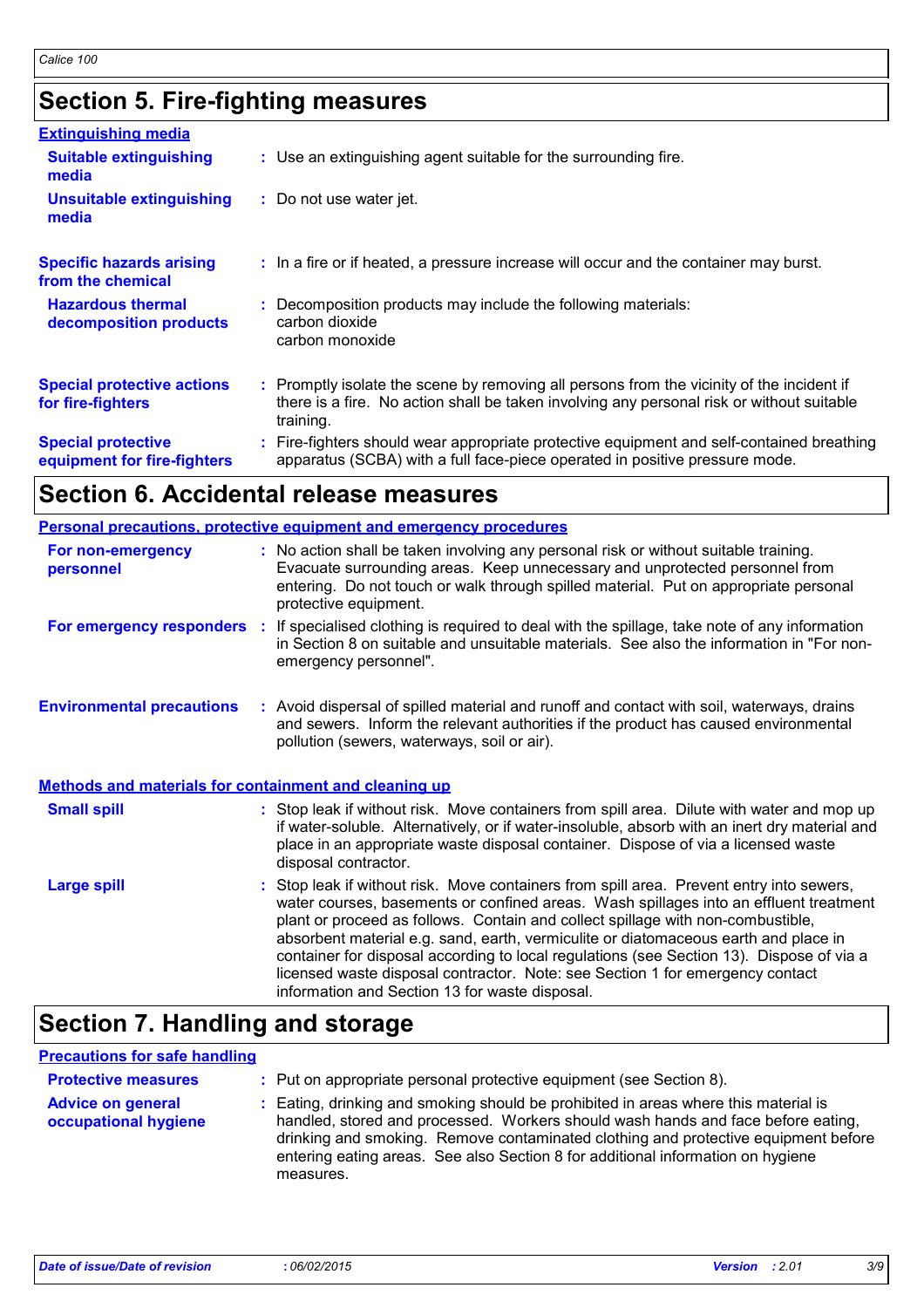## Section 5. Fire-fighting measures

**Extinguishing media**

| | |
|---|---|
| **Suitable extinguishing media** | : Use an extinguishing agent suitable for the surrounding fire. |
| **Unsuitable extinguishing media** | : Do not use water jet. |
| **Specific hazards arising from the chemical** | : In a fire or if heated, a pressure increase will occur and the container may burst. |
| **Hazardous thermal decomposition products** | : Decomposition products may include the following materials: carbon dioxide carbon monoxide |
| **Special protective actions for fire-fighters** | : Promptly isolate the scene by removing all persons from the vicinity of the incident if there is a fire. No action shall be taken involving any personal risk or without suitable training. |
| **Special protective equipment for fire-fighters** | : Fire-fighters should wear appropriate protective equipment and self-contained breathing apparatus (SCBA) with a full face-piece operated in positive pressure mode. |

## Section 6. Accidental release measures

**Personal precautions, protective equipment and emergency procedures**

| | |
|---|---|
| **For non-emergency personnel** | : No action shall be taken involving any personal risk or without suitable training. Evacuate surrounding areas. Keep unnecessary and unprotected personnel from entering. Do not touch or walk through spilled material. Put on appropriate personal protective equipment. |
| **For emergency responders** | : If specialised clothing is required to deal with the spillage, take note of any information in Section 8 on suitable and unsuitable materials. See also the information in "For non-emergency personnel". |
| **Environmental precautions** | : Avoid dispersal of spilled material and runoff and contact with soil, waterways, drains and sewers. Inform the relevant authorities if the product has caused environmental pollution (sewers, waterways, soil or air). |

**Methods and materials for containment and cleaning up**

| | |
|---|---|
| **Small spill** | : Stop leak if without risk. Move containers from spill area. Dilute with water and mop up if water-soluble. Alternatively, or if water-insoluble, absorb with an inert dry material and place in an appropriate waste disposal container. Dispose of via a licensed waste disposal contractor. |
| **Large spill** | : Stop leak if without risk. Move containers from spill area. Prevent entry into sewers, water courses, basements or confined areas. Wash spillages into an effluent treatment plant or proceed as follows. Contain and collect spillage with non-combustible, absorbent material e.g. sand, earth, vermiculite or diatomaceous earth and place in container for disposal according to local regulations (see Section 13). Dispose of via a licensed waste disposal contractor. Note: see Section 1 for emergency contact information and Section 13 for waste disposal. |

## Section 7. Handling and storage

**Precautions for safe handling**

| | |
|---|---|
| **Protective measures** | : Put on appropriate personal protective equipment (see Section 8). |
| **Advice on general occupational hygiene** | : Eating, drinking and smoking should be prohibited in areas where this material is handled, stored and processed. Workers should wash hands and face before eating, drinking and smoking. Remove contaminated clothing and protective equipment before entering eating areas. See also Section 8 for additional information on hygiene measures. |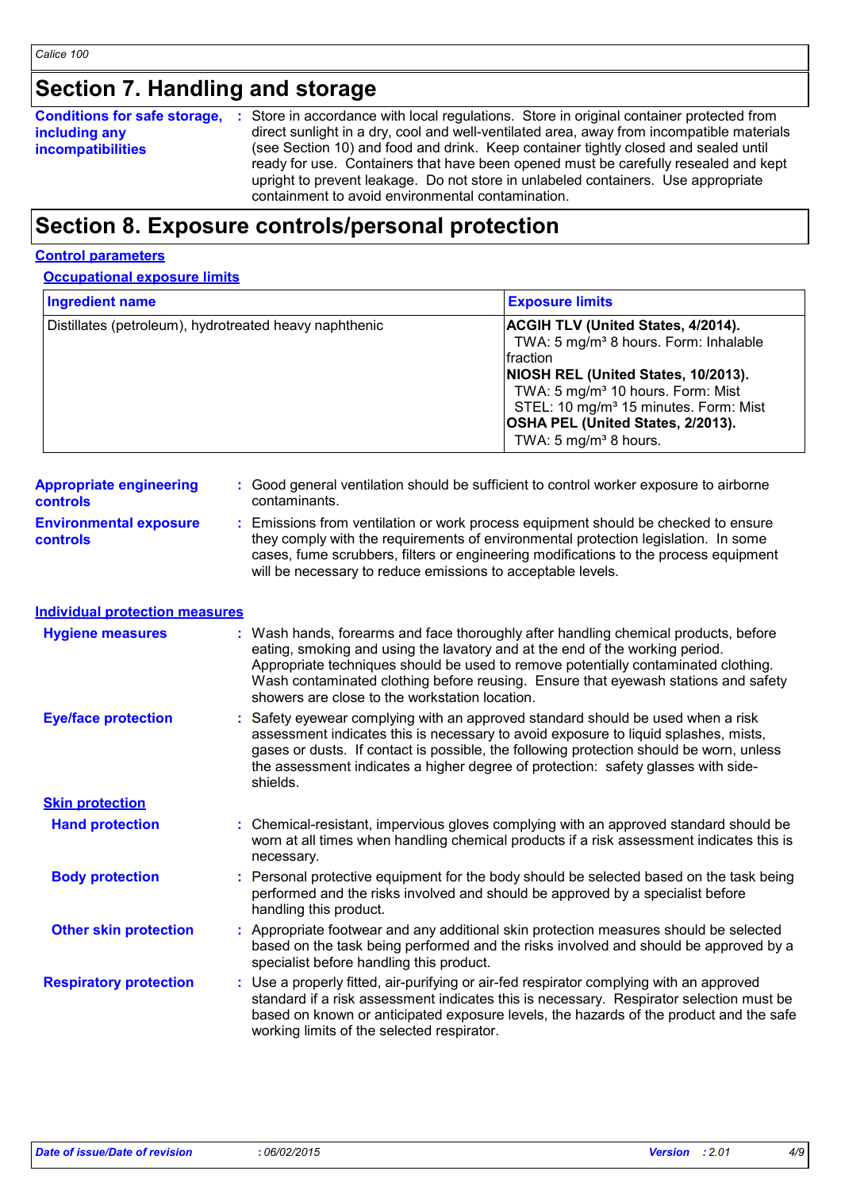# Section 7. Handling and storage

**Conditions for safe storage, including any incompatibilities** : Store in accordance with local regulations. Store in original container protected from direct sunlight in a dry, cool and well-ventilated area, away from incompatible materials (see Section 10) and food and drink. Keep container tightly closed and sealed until ready for use. Containers that have been opened must be carefully resealed and kept upright to prevent leakage. Do not store in unlabeled containers. Use appropriate containment to avoid environmental contamination.

# Section 8. Exposure controls/personal protection

## Control parameters

### Occupational exposure limits

| Ingredient name | Exposure limits |
| --- | --- |
| Distillates (petroleum), hydrotreated heavy naphthenic | **ACGIH TLV (United States, 4/2014).**<br>TWA: 5 mg/m³ 8 hours. Form: Inhalable fraction<br>**NIOSH REL (United States, 10/2013).**<br>TWA: 5 mg/m³ 10 hours. Form: Mist<br>STEL: 10 mg/m³ 15 minutes. Form: Mist<br>**OSHA PEL (United States, 2/2013).**<br>TWA: 5 mg/m³ 8 hours. |

**Appropriate engineering controls** : Good general ventilation should be sufficient to control worker exposure to airborne contaminants.

**Environmental exposure controls** : Emissions from ventilation or work process equipment should be checked to ensure they comply with the requirements of environmental protection legislation. In some cases, fume scrubbers, filters or engineering modifications to the process equipment will be necessary to reduce emissions to acceptable levels.

## Individual protection measures

**Hygiene measures** : Wash hands, forearms and face thoroughly after handling chemical products, before eating, smoking and using the lavatory and at the end of the working period. Appropriate techniques should be used to remove potentially contaminated clothing. Wash contaminated clothing before reusing. Ensure that eyewash stations and safety showers are close to the workstation location.

**Eye/face protection** : Safety eyewear complying with an approved standard should be used when a risk assessment indicates this is necessary to avoid exposure to liquid splashes, mists, gases or dusts. If contact is possible, the following protection should be worn, unless the assessment indicates a higher degree of protection: safety glasses with side-shields.

### Skin protection

**Hand protection** : Chemical-resistant, impervious gloves complying with an approved standard should be worn at all times when handling chemical products if a risk assessment indicates this is necessary.

**Body protection** : Personal protective equipment for the body should be selected based on the task being performed and the risks involved and should be approved by a specialist before handling this product.

**Other skin protection** : Appropriate footwear and any additional skin protection measures should be selected based on the task being performed and the risks involved and should be approved by a specialist before handling this product.

**Respiratory protection** : Use a properly fitted, air-purifying or air-fed respirator complying with an approved standard if a risk assessment indicates this is necessary. Respirator selection must be based on known or anticipated exposure levels, the hazards of the product and the safe working limits of the selected respirator.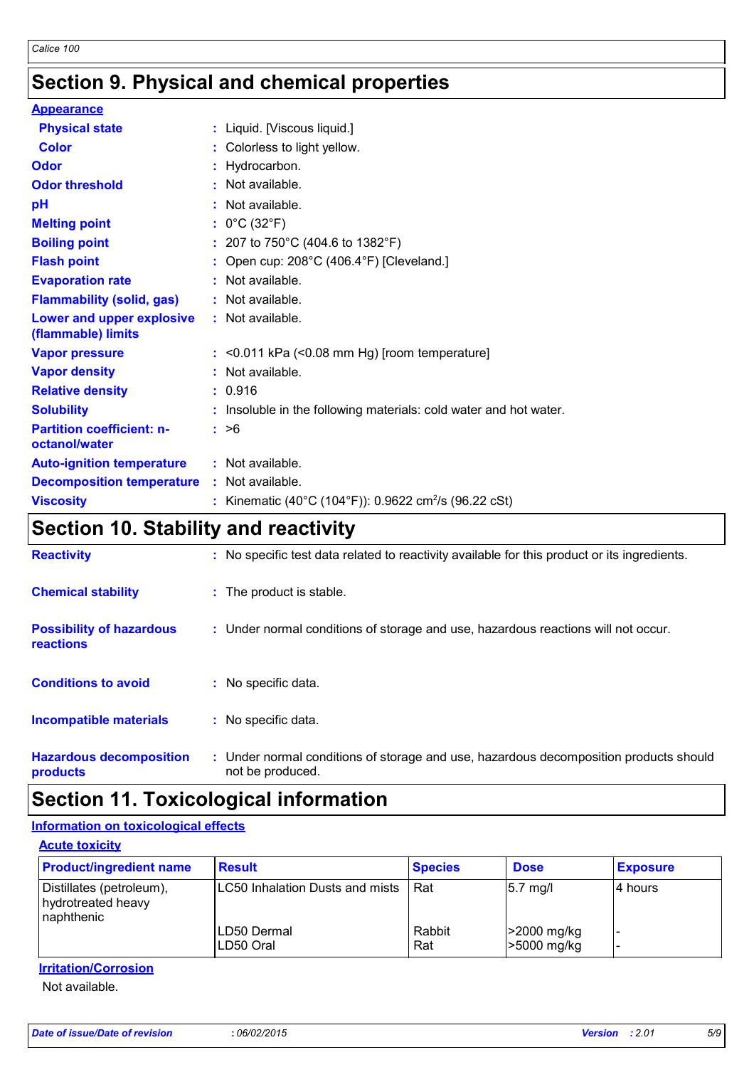# Section 9. Physical and chemical properties

**Appearance**

| | |
|---|---|
| **Physical state** | : Liquid. [Viscous liquid.] |
| **Color** | : Colorless to light yellow. |
| **Odor** | : Hydrocarbon. |
| **Odor threshold** | : Not available. |
| **pH** | : Not available. |
| **Melting point** | : 0°C (32°F) |
| **Boiling point** | : 207 to 750°C (404.6 to 1382°F) |
| **Flash point** | : Open cup: 208°C (406.4°F) [Cleveland.] |
| **Evaporation rate** | : Not available. |
| **Flammability (solid, gas)** | : Not available. |
| **Lower and upper explosive (flammable) limits** | : Not available. |
| **Vapor pressure** | : <0.011 kPa (<0.08 mm Hg) [room temperature] |
| **Vapor density** | : Not available. |
| **Relative density** | : 0.916 |
| **Solubility** | : Insoluble in the following materials: cold water and hot water. |
| **Partition coefficient: n-octanol/water** | : >6 |
| **Auto-ignition temperature** | : Not available. |
| **Decomposition temperature** | : Not available. |
| **Viscosity** | : Kinematic (40°C (104°F)): 0.9622 $cm^2/s$ (96.22 cSt) |

# Section 10. Stability and reactivity

| | |
|---|---|
| **Reactivity** | : No specific test data related to reactivity available for this product or its ingredients. |
| **Chemical stability** | : The product is stable. |
| **Possibility of hazardous reactions** | : Under normal conditions of storage and use, hazardous reactions will not occur. |
| **Conditions to avoid** | : No specific data. |
| **Incompatible materials** | : No specific data. |
| **Hazardous decomposition products** | : Under normal conditions of storage and use, hazardous decomposition products should not be produced. |

# Section 11. Toxicological information

**Information on toxicological effects**

**Acute toxicity**

| Product/ingredient name | Result | Species | Dose | Exposure |
|---|---|---|---|---|
| Distillates (petroleum), hydrotreated heavy naphthenic | LC50 Inhalation Dusts and mists | Rat | 5.7 mg/l | 4 hours |
| | LD50 Dermal | Rabbit | >2000 mg/kg | - |
| | LD50 Oral | Rat | >5000 mg/kg | - |

**Irritation/Corrosion**

Not available.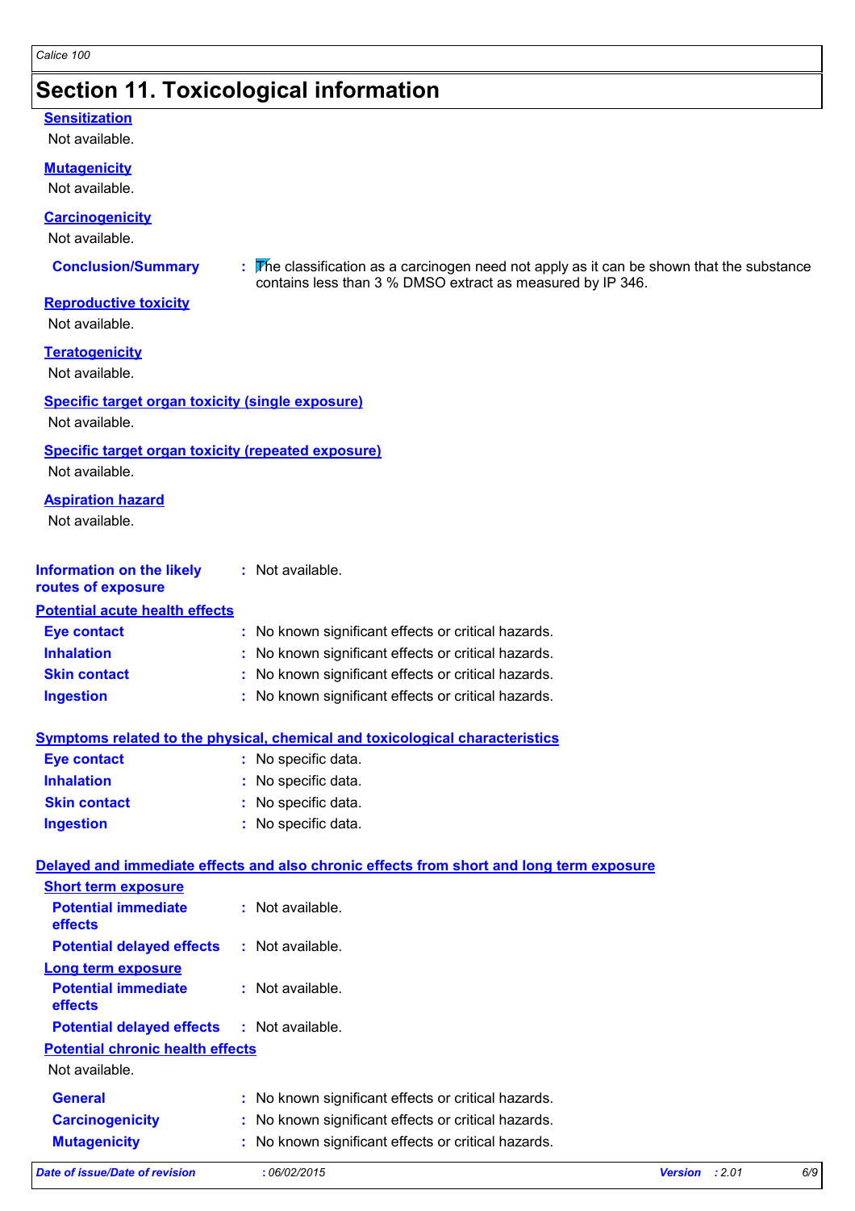## Section 11. Toxicological information

**Sensitization**

Not available.

**Mutagenicity**

Not available.

**Carcinogenicity**

Not available.

**Conclusion/Summary** : The classification as a carcinogen need not apply as it can be shown that the substance contains less than 3 % DMSO extract as measured by IP 346.

**Reproductive toxicity**

Not available.

**Teratogenicity**

Not available.

**Specific target organ toxicity (single exposure)**

Not available.

**Specific target organ toxicity (repeated exposure)**

Not available.

**Aspiration hazard**

Not available.

**Information on the likely routes of exposure** : Not available.

**Potential acute health effects**

**Eye contact** : No known significant effects or critical hazards.

**Inhalation** : No known significant effects or critical hazards.

**Skin contact** : No known significant effects or critical hazards.

**Ingestion** : No known significant effects or critical hazards.

**Symptoms related to the physical, chemical and toxicological characteristics**

**Eye contact** : No specific data.

**Inhalation** : No specific data.

**Skin contact** : No specific data.

**Ingestion** : No specific data.

**Delayed and immediate effects and also chronic effects from short and long term exposure**

**Short term exposure**

**Potential immediate effects** : Not available.

**Potential delayed effects** : Not available.

**Long term exposure**

**Potential immediate effects** : Not available.

**Potential delayed effects** : Not available.

**Potential chronic health effects**

Not available.

**General** : No known significant effects or critical hazards.

**Carcinogenicity** : No known significant effects or critical hazards.

**Mutagenicity** : No known significant effects or critical hazards.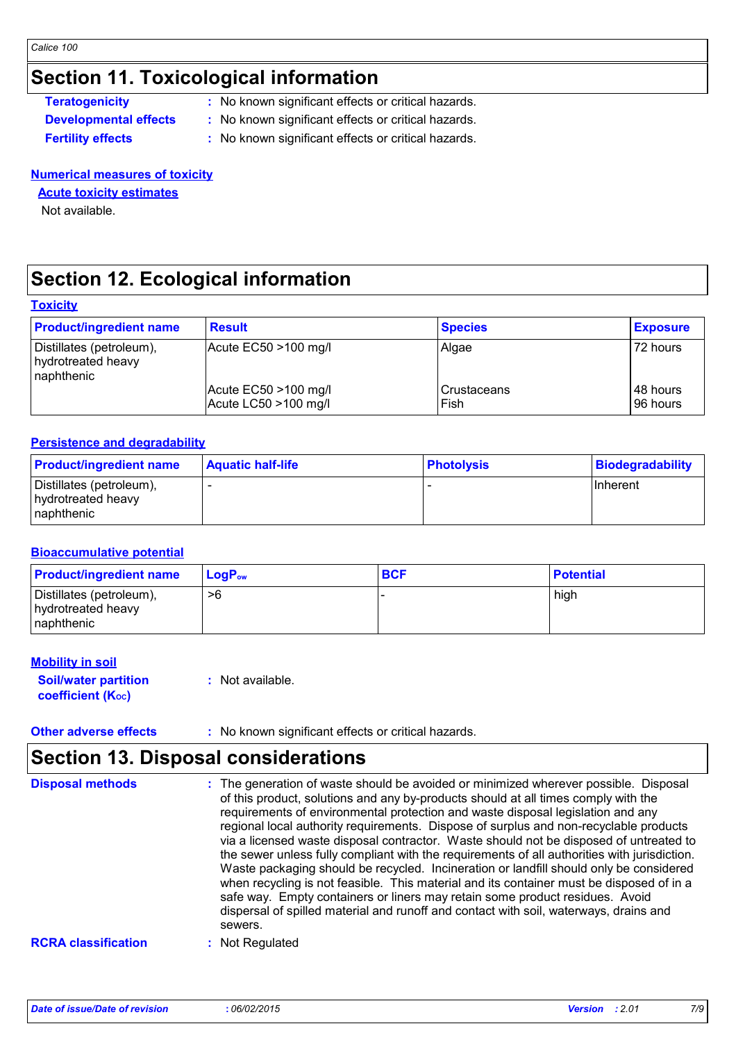# Section 11. Toxicological information

**Teratogenicity** : No known significant effects or critical hazards.

**Developmental effects** : No known significant effects or critical hazards.

**Fertility effects** : No known significant effects or critical hazards.

### Numerical measures of toxicity

#### Acute toxicity estimates

Not available.

# Section 12. Ecological information

### Toxicity

| Product/ingredient name | Result | Species | Exposure |
|---|---|---|---|
| Distillates (petroleum), hydrotreated heavy naphthenic | Acute EC50 >100 mg/l | Algae | 72 hours |
| | Acute EC50 >100 mg/l | Crustaceans | 48 hours |
| | Acute LC50 >100 mg/l | Fish | 96 hours |

### Persistence and degradability

| Product/ingredient name | Aquatic half-life | Photolysis | Biodegradability |
|---|---|---|---|
| Distillates (petroleum), hydrotreated heavy naphthenic | - | - | Inherent |

### Bioaccumulative potential

| Product/ingredient name | $LogP_{ow}$ | BCF | Potential |
|---|---|---|---|
| Distillates (petroleum), hydrotreated heavy naphthenic | >6 | - | high |

### Mobility in soil

**Soil/water partition coefficient ($K_{OC}$)** : Not available.

**Other adverse effects** : No known significant effects or critical hazards.

# Section 13. Disposal considerations

**Disposal methods** : The generation of waste should be avoided or minimized wherever possible. Disposal of this product, solutions and any by-products should at all times comply with the requirements of environmental protection and waste disposal legislation and any regional local authority requirements. Dispose of surplus and non-recyclable products via a licensed waste disposal contractor. Waste should not be disposed of untreated to the sewer unless fully compliant with the requirements of all authorities with jurisdiction. Waste packaging should be recycled. Incineration or landfill should only be considered when recycling is not feasible. This material and its container must be disposed of in a safe way. Empty containers or liners may retain some product residues. Avoid dispersal of spilled material and runoff and contact with soil, waterways, drains and sewers.

**RCRA classification** : Not Regulated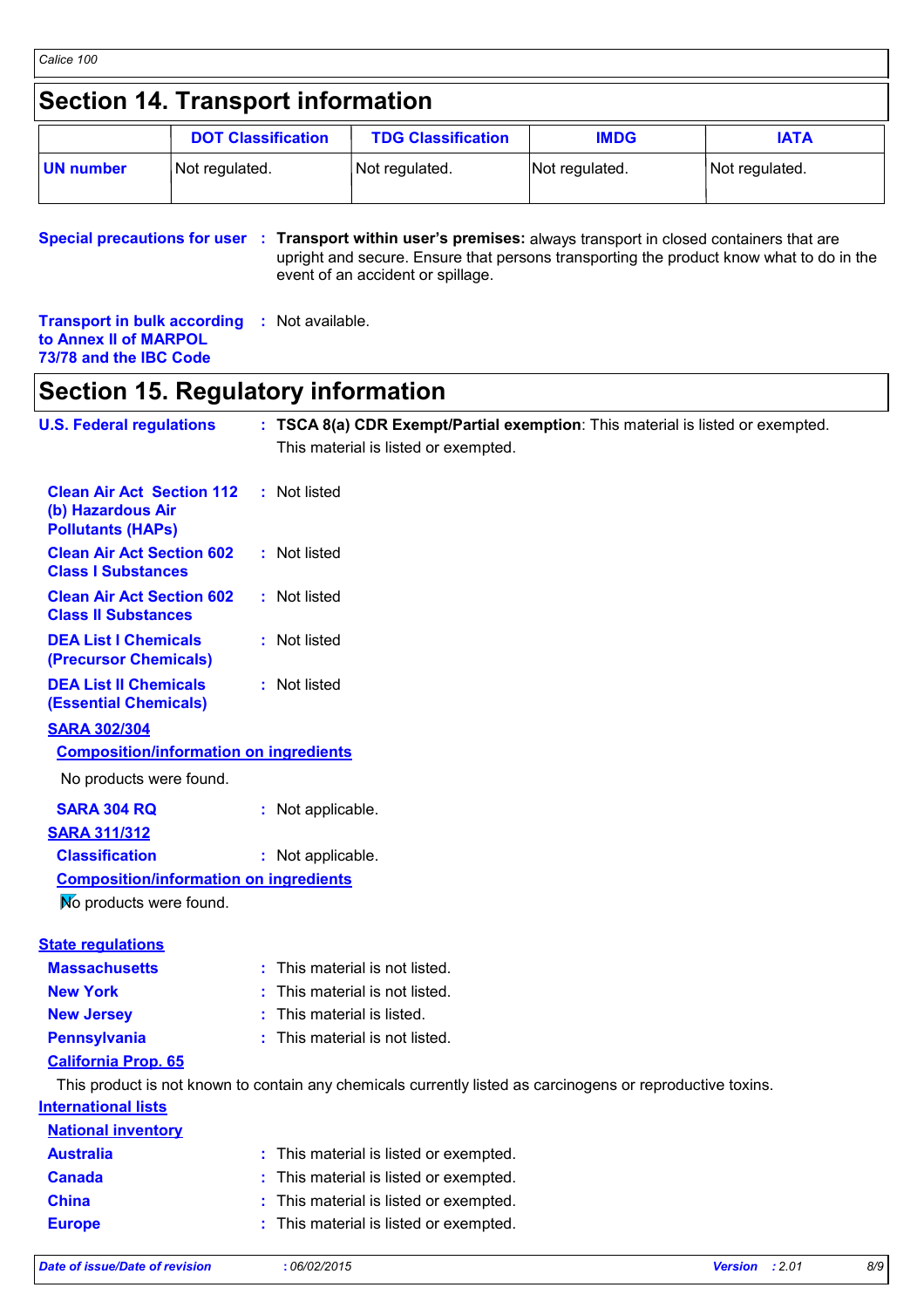## Section 14. Transport information

| | DOT Classification | TDG Classification | IMDG | IATA |
|---|---|---|---|---|
| **UN number** | Not regulated. | Not regulated. | Not regulated. | Not regulated. |

**Special precautions for user** : **Transport within user's premises:** always transport in closed containers that are upright and secure. Ensure that persons transporting the product know what to do in the event of an accident or spillage.

**Transport in bulk according to Annex II of MARPOL 73/78 and the IBC Code** : Not available.

## Section 15. Regulatory information

**U.S. Federal regulations** : **TSCA 8(a) CDR Exempt/Partial exemption**: This material is listed or exempted.
This material is listed or exempted.

**Clean Air Act Section 112 (b) Hazardous Air Pollutants (HAPs)** : Not listed

**Clean Air Act Section 602 Class I Substances** : Not listed

**Clean Air Act Section 602 Class II Substances** : Not listed

**DEA List I Chemicals (Precursor Chemicals)** : Not listed

**DEA List II Chemicals (Essential Chemicals)** : Not listed

**SARA 302/304**

**Composition/information on ingredients**

No products were found.

**SARA 304 RQ** : Not applicable.

**SARA 311/312**

**Classification** : Not applicable.

**Composition/information on ingredients**

No products were found.

**State regulations**

**Massachusetts** : This material is not listed.

**New York** : This material is not listed.

**New Jersey** : This material is listed.

**Pennsylvania** : This material is not listed.

**California Prop. 65**

This product is not known to contain any chemicals currently listed as carcinogens or reproductive toxins.

**International lists**

**National inventory**

**Australia** : This material is listed or exempted.

**Canada** : This material is listed or exempted.

**China** : This material is listed or exempted.

**Europe** : This material is listed or exempted.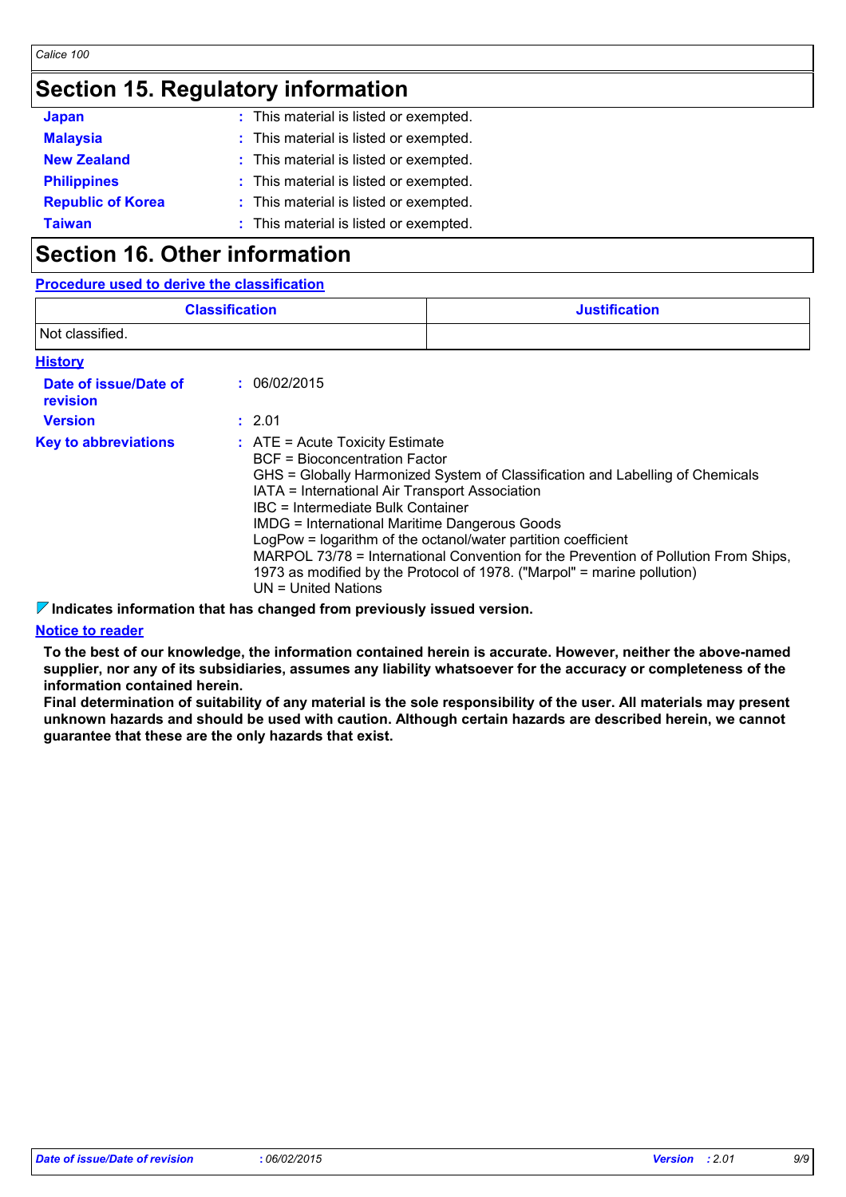# Section 15. Regulatory information

**Japan** : This material is listed or exempted.

**Malaysia** : This material is listed or exempted.

**New Zealand** : This material is listed or exempted.

**Philippines** : This material is listed or exempted.

**Republic of Korea** : This material is listed or exempted.

**Taiwan** : This material is listed or exempted.

# Section 16. Other information

**Procedure used to derive the classification**

| Classification | Justification |
| --- | --- |
| Not classified. | |

**History**

**Date of issue/Date of revision** : 06/02/2015

**Version** : 2.01

**Key to abbreviations** : ATE = Acute Toxicity Estimate
BCF = Bioconcentration Factor
GHS = Globally Harmonized System of Classification and Labelling of Chemicals
IATA = International Air Transport Association
IBC = Intermediate Bulk Container
IMDG = International Maritime Dangerous Goods
LogPow = logarithm of the octanol/water partition coefficient
MARPOL 73/78 = International Convention for the Prevention of Pollution From Ships, 1973 as modified by the Protocol of 1978. ("Marpol" = marine pollution)
UN = United Nations

**Indicates information that has changed from previously issued version.**

**Notice to reader**

**To the best of our knowledge, the information contained herein is accurate. However, neither the above-named supplier, nor any of its subsidiaries, assumes any liability whatsoever for the accuracy or completeness of the information contained herein.**
**Final determination of suitability of any material is the sole responsibility of the user. All materials may present unknown hazards and should be used with caution. Although certain hazards are described herein, we cannot guarantee that these are the only hazards that exist.**